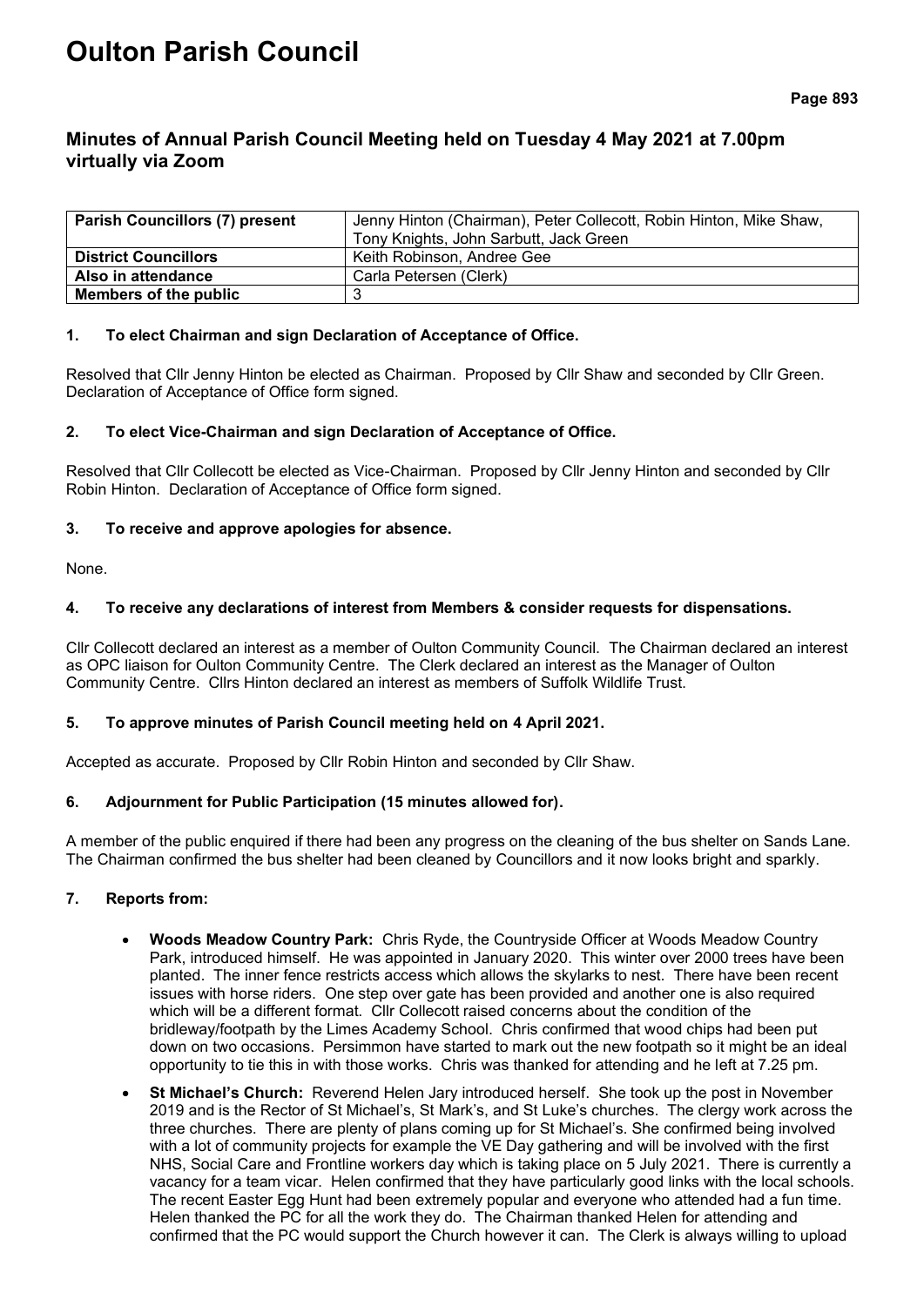# Oulton Parish Council

## Minutes of Annual Parish Council Meeting held on Tuesday 4 May 2021 at 7.00pm virtually via Zoom

| **Parish Councillors (7) present** | Jenny Hinton (Chairman), Peter Collecott, Robin Hinton, Mike Shaw, Tony Knights, John Sarbutt, Jack Green |
|---|---|
| **District Councillors** | Keith Robinson, Andree Gee |
| **Also in attendance** | Carla Petersen (Clerk) |
| **Members of the public** | 3 |

### 1. To elect Chairman and sign Declaration of Acceptance of Office.

Resolved that Cllr Jenny Hinton be elected as Chairman. Proposed by Cllr Shaw and seconded by Cllr Green. Declaration of Acceptance of Office form signed.

### 2. To elect Vice-Chairman and sign Declaration of Acceptance of Office.

Resolved that Cllr Collecott be elected as Vice-Chairman. Proposed by Cllr Jenny Hinton and seconded by Cllr Robin Hinton. Declaration of Acceptance of Office form signed.

### 3. To receive and approve apologies for absence.

None.

### 4. To receive any declarations of interest from Members & consider requests for dispensations.

Cllr Collecott declared an interest as a member of Oulton Community Council. The Chairman declared an interest as OPC liaison for Oulton Community Centre. The Clerk declared an interest as the Manager of Oulton Community Centre. Cllrs Hinton declared an interest as members of Suffolk Wildlife Trust.

### 5. To approve minutes of Parish Council meeting held on 4 April 2021.

Accepted as accurate. Proposed by Cllr Robin Hinton and seconded by Cllr Shaw.

### 6. Adjournment for Public Participation (15 minutes allowed for).

A member of the public enquired if there had been any progress on the cleaning of the bus shelter on Sands Lane. The Chairman confirmed the bus shelter had been cleaned by Councillors and it now looks bright and sparkly.

### 7. Reports from:

- **Woods Meadow Country Park:** Chris Ryde, the Countryside Officer at Woods Meadow Country Park, introduced himself. He was appointed in January 2020. This winter over 2000 trees have been planted. The inner fence restricts access which allows the skylarks to nest. There have been recent issues with horse riders. One step over gate has been provided and another one is also required which will be a different format. Cllr Collecott raised concerns about the condition of the bridleway/footpath by the Limes Academy School. Chris confirmed that wood chips had been put down on two occasions. Persimmon have started to mark out the new footpath so it might be an ideal opportunity to tie this in with those works. Chris was thanked for attending and he left at 7.25 pm.
- **St Michael's Church:** Reverend Helen Jary introduced herself. She took up the post in November 2019 and is the Rector of St Michael's, St Mark's, and St Luke's churches. The clergy work across the three churches. There are plenty of plans coming up for St Michael's. She confirmed being involved with a lot of community projects for example the VE Day gathering and will be involved with the first NHS, Social Care and Frontline workers day which is taking place on 5 July 2021. There is currently a vacancy for a team vicar. Helen confirmed that they have particularly good links with the local schools. The recent Easter Egg Hunt had been extremely popular and everyone who attended had a fun time. Helen thanked the PC for all the work they do. The Chairman thanked Helen for attending and confirmed that the PC would support the Church however it can. The Clerk is always willing to upload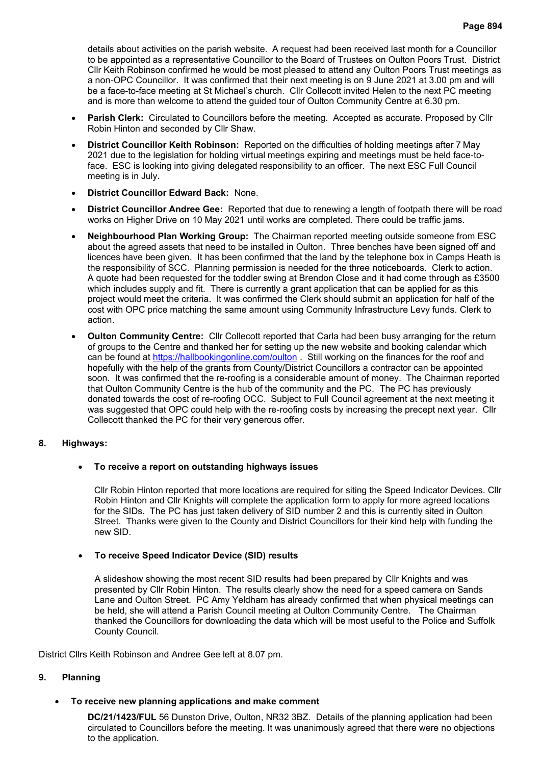details about activities on the parish website. A request had been received last month for a Councillor to be appointed as a representative Councillor to the Board of Trustees on Oulton Poors Trust. District Cllr Keith Robinson confirmed he would be most pleased to attend any Oulton Poors Trust meetings as a non-OPC Councillor. It was confirmed that their next meeting is on 9 June 2021 at 3.00 pm and will be a face-to-face meeting at St Michael's church. Cllr Collecott invited Helen to the next PC meeting and is more than welcome to attend the guided tour of Oulton Community Centre at 6.30 pm.

- **Parish Clerk:** Circulated to Councillors before the meeting. Accepted as accurate. Proposed by Cllr Robin Hinton and seconded by Cllr Shaw.
- **District Councillor Keith Robinson:** Reported on the difficulties of holding meetings after 7 May 2021 due to the legislation for holding virtual meetings expiring and meetings must be held face-to-face. ESC is looking into giving delegated responsibility to an officer. The next ESC Full Council meeting is in July.
- **District Councillor Edward Back:** None.
- **District Councillor Andree Gee:** Reported that due to renewing a length of footpath there will be road works on Higher Drive on 10 May 2021 until works are completed. There could be traffic jams.
- **Neighbourhood Plan Working Group:** The Chairman reported meeting outside someone from ESC about the agreed assets that need to be installed in Oulton. Three benches have been signed off and licences have been given. It has been confirmed that the land by the telephone box in Camps Heath is the responsibility of SCC. Planning permission is needed for the three noticeboards. Clerk to action. A quote had been requested for the toddler swing at Brendon Close and it had come through as £3500 which includes supply and fit. There is currently a grant application that can be applied for as this project would meet the criteria. It was confirmed the Clerk should submit an application for half of the cost with OPC price matching the same amount using Community Infrastructure Levy funds. Clerk to action.
- **Oulton Community Centre:** Cllr Collecott reported that Carla had been busy arranging for the return of groups to the Centre and thanked her for setting up the new website and booking calendar which can be found at https://hallbookingonline.com/oulton . Still working on the finances for the roof and hopefully with the help of the grants from County/District Councillors a contractor can be appointed soon. It was confirmed that the re-roofing is a considerable amount of money. The Chairman reported that Oulton Community Centre is the hub of the community and the PC. The PC has previously donated towards the cost of re-roofing OCC. Subject to Full Council agreement at the next meeting it was suggested that OPC could help with the re-roofing costs by increasing the precept next year. Cllr Collecott thanked the PC for their very generous offer.

## 8. Highways:

- **To receive a report on outstanding highways issues**

  Cllr Robin Hinton reported that more locations are required for siting the Speed Indicator Devices. Cllr Robin Hinton and Cllr Knights will complete the application form to apply for more agreed locations for the SIDs. The PC has just taken delivery of SID number 2 and this is currently sited in Oulton Street. Thanks were given to the County and District Councillors for their kind help with funding the new SID.

- **To receive Speed Indicator Device (SID) results**

  A slideshow showing the most recent SID results had been prepared by Cllr Knights and was presented by Cllr Robin Hinton. The results clearly show the need for a speed camera on Sands Lane and Oulton Street. PC Amy Yeldham has already confirmed that when physical meetings can be held, she will attend a Parish Council meeting at Oulton Community Centre. The Chairman thanked the Councillors for downloading the data which will be most useful to the Police and Suffolk County Council.

District Cllrs Keith Robinson and Andree Gee left at 8.07 pm.

## 9. Planning

- **To receive new planning applications and make comment**

  **DC/21/1423/FUL** 56 Dunston Drive, Oulton, NR32 3BZ. Details of the planning application had been circulated to Councillors before the meeting. It was unanimously agreed that there were no objections to the application.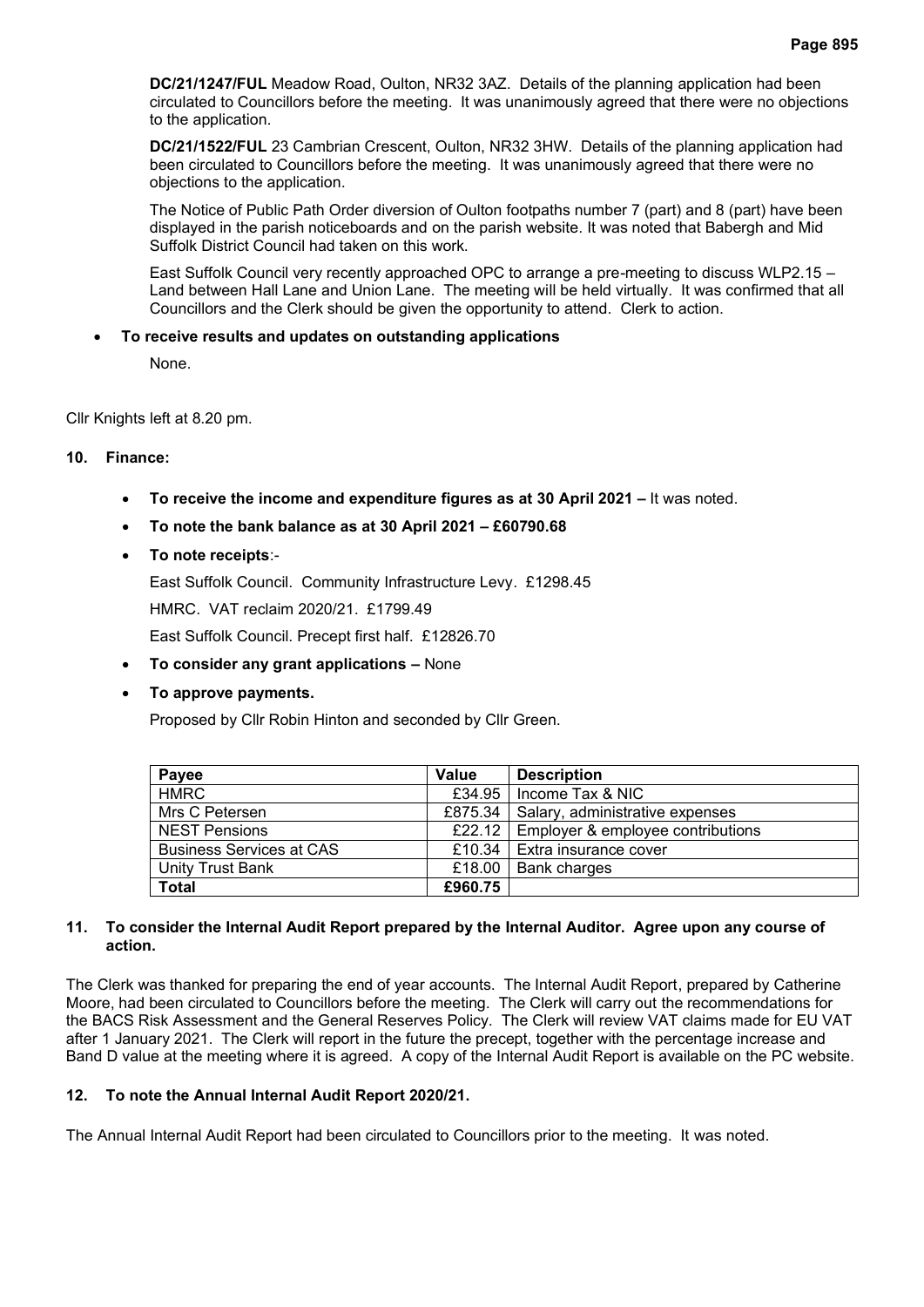**DC/21/1247/FUL** Meadow Road, Oulton, NR32 3AZ. Details of the planning application had been circulated to Councillors before the meeting. It was unanimously agreed that there were no objections to the application.

**DC/21/1522/FUL** 23 Cambrian Crescent, Oulton, NR32 3HW. Details of the planning application had been circulated to Councillors before the meeting. It was unanimously agreed that there were no objections to the application.

The Notice of Public Path Order diversion of Oulton footpaths number 7 (part) and 8 (part) have been displayed in the parish noticeboards and on the parish website. It was noted that Babergh and Mid Suffolk District Council had taken on this work.

East Suffolk Council very recently approached OPC to arrange a pre-meeting to discuss WLP2.15 – Land between Hall Lane and Union Lane. The meeting will be held virtually. It was confirmed that all Councillors and the Clerk should be given the opportunity to attend. Clerk to action.

- **To receive results and updates on outstanding applications**

  None.

Cllr Knights left at 8.20 pm.

**10. Finance:**

- **To receive the income and expenditure figures as at 30 April 2021 –** It was noted.
- **To note the bank balance as at 30 April 2021 – £60790.68**
- **To note receipts**:-

  East Suffolk Council. Community Infrastructure Levy. £1298.45

  HMRC. VAT reclaim 2020/21. £1799.49

  East Suffolk Council. Precept first half. £12826.70

- **To consider any grant applications –** None
- **To approve payments.**

  Proposed by Cllr Robin Hinton and seconded by Cllr Green.

| Payee | Value | Description |
|---|---|---|
| HMRC | £34.95 | Income Tax & NIC |
| Mrs C Petersen | £875.34 | Salary, administrative expenses |
| NEST Pensions | £22.12 | Employer & employee contributions |
| Business Services at CAS | £10.34 | Extra insurance cover |
| Unity Trust Bank | £18.00 | Bank charges |
| **Total** | **£960.75** | |

**11. To consider the Internal Audit Report prepared by the Internal Auditor. Agree upon any course of action.**

The Clerk was thanked for preparing the end of year accounts. The Internal Audit Report, prepared by Catherine Moore, had been circulated to Councillors before the meeting. The Clerk will carry out the recommendations for the BACS Risk Assessment and the General Reserves Policy. The Clerk will review VAT claims made for EU VAT after 1 January 2021. The Clerk will report in the future the precept, together with the percentage increase and Band D value at the meeting where it is agreed. A copy of the Internal Audit Report is available on the PC website.

**12. To note the Annual Internal Audit Report 2020/21.**

The Annual Internal Audit Report had been circulated to Councillors prior to the meeting. It was noted.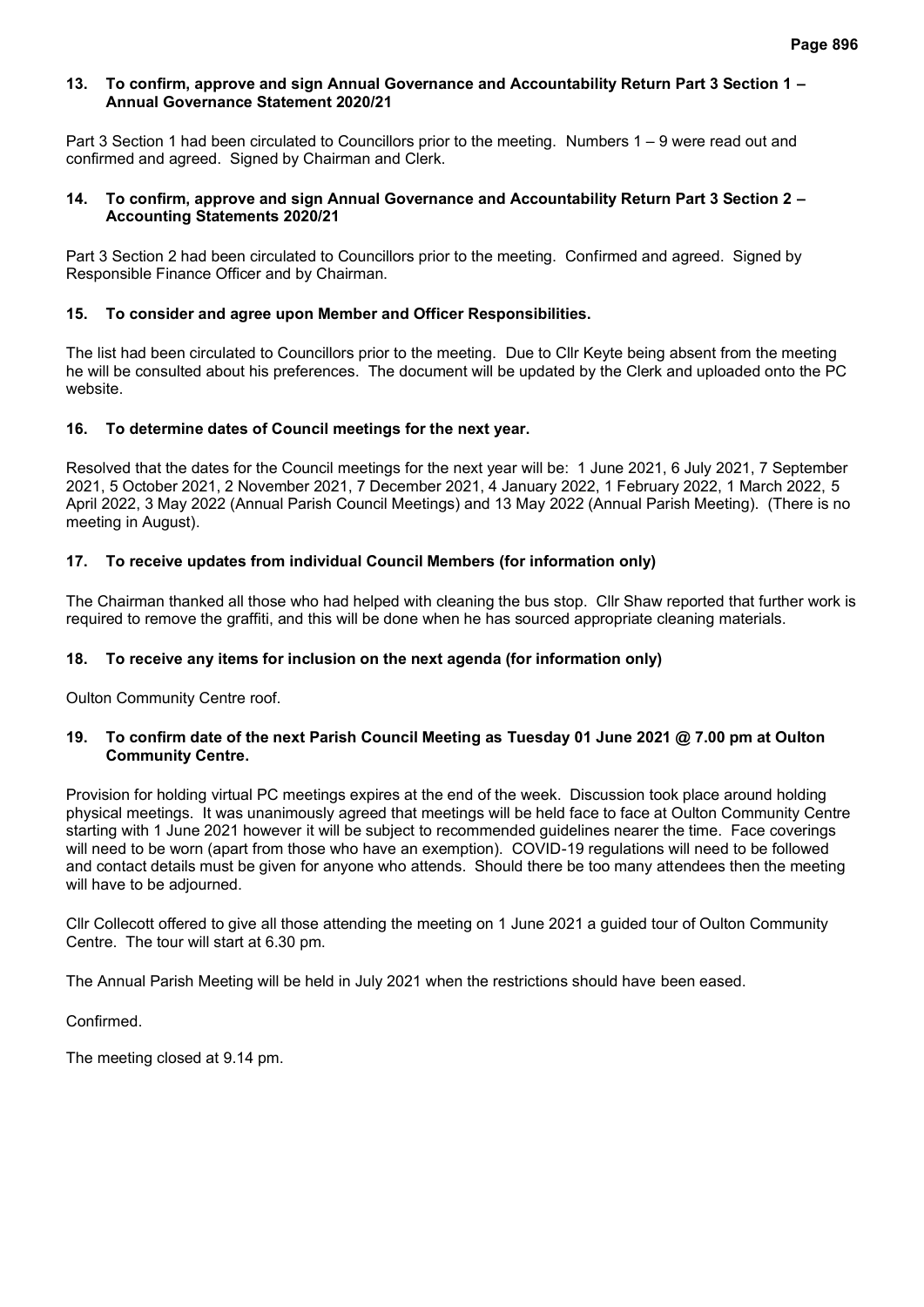**13. To confirm, approve and sign Annual Governance and Accountability Return Part 3 Section 1 – Annual Governance Statement 2020/21**

Part 3 Section 1 had been circulated to Councillors prior to the meeting. Numbers 1 – 9 were read out and confirmed and agreed. Signed by Chairman and Clerk.

**14. To confirm, approve and sign Annual Governance and Accountability Return Part 3 Section 2 – Accounting Statements 2020/21**

Part 3 Section 2 had been circulated to Councillors prior to the meeting. Confirmed and agreed. Signed by Responsible Finance Officer and by Chairman.

**15. To consider and agree upon Member and Officer Responsibilities.**

The list had been circulated to Councillors prior to the meeting. Due to Cllr Keyte being absent from the meeting he will be consulted about his preferences. The document will be updated by the Clerk and uploaded onto the PC website.

**16. To determine dates of Council meetings for the next year.**

Resolved that the dates for the Council meetings for the next year will be: 1 June 2021, 6 July 2021, 7 September 2021, 5 October 2021, 2 November 2021, 7 December 2021, 4 January 2022, 1 February 2022, 1 March 2022, 5 April 2022, 3 May 2022 (Annual Parish Council Meetings) and 13 May 2022 (Annual Parish Meeting). (There is no meeting in August).

**17. To receive updates from individual Council Members (for information only)**

The Chairman thanked all those who had helped with cleaning the bus stop. Cllr Shaw reported that further work is required to remove the graffiti, and this will be done when he has sourced appropriate cleaning materials.

**18. To receive any items for inclusion on the next agenda (for information only)**

Oulton Community Centre roof.

**19. To confirm date of the next Parish Council Meeting as Tuesday 01 June 2021 @ 7.00 pm at Oulton Community Centre.**

Provision for holding virtual PC meetings expires at the end of the week. Discussion took place around holding physical meetings. It was unanimously agreed that meetings will be held face to face at Oulton Community Centre starting with 1 June 2021 however it will be subject to recommended guidelines nearer the time. Face coverings will need to be worn (apart from those who have an exemption). COVID-19 regulations will need to be followed and contact details must be given for anyone who attends. Should there be too many attendees then the meeting will have to be adjourned.

Cllr Collecott offered to give all those attending the meeting on 1 June 2021 a guided tour of Oulton Community Centre. The tour will start at 6.30 pm.

The Annual Parish Meeting will be held in July 2021 when the restrictions should have been eased.

Confirmed.

The meeting closed at 9.14 pm.